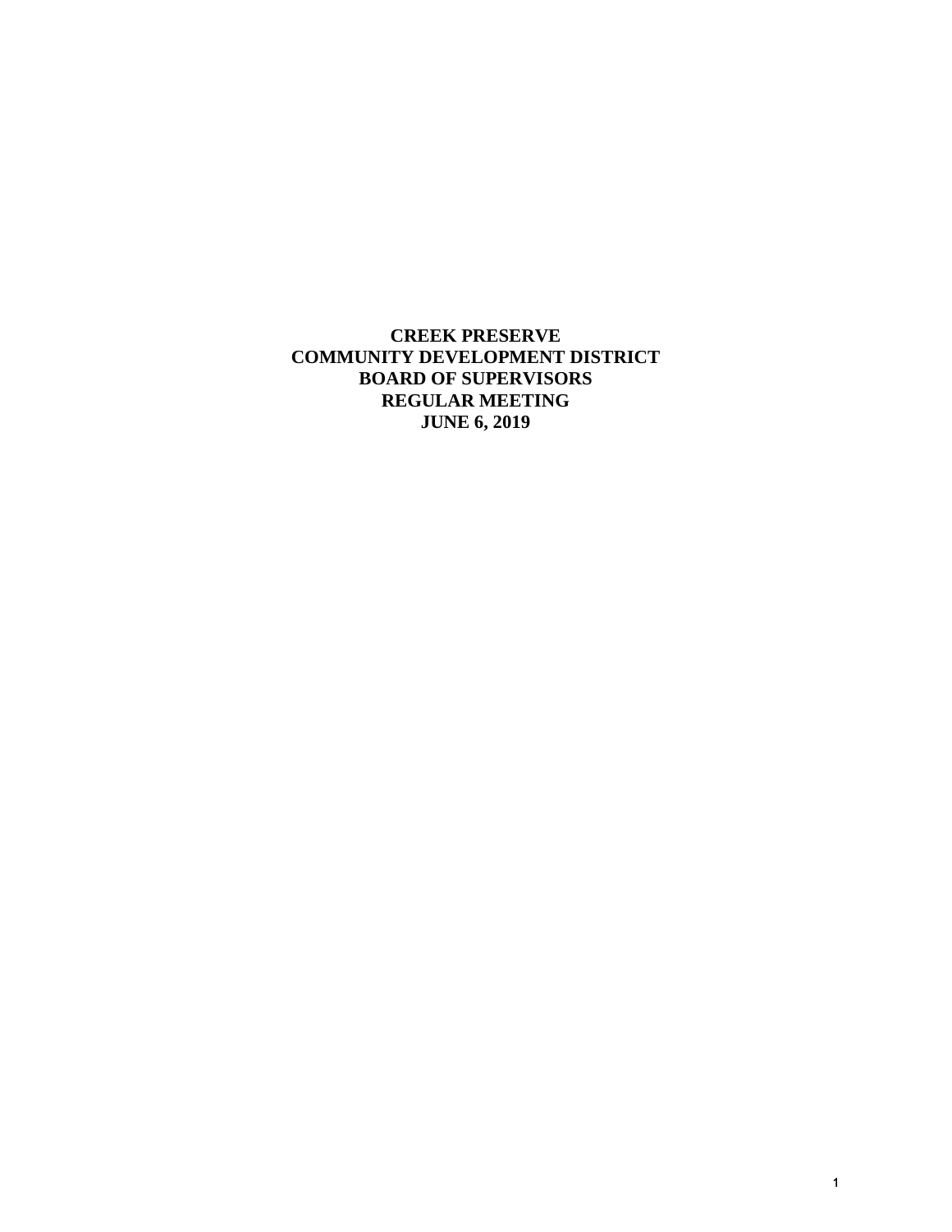# CREEK PRESERVE
# COMMUNITY DEVELOPMENT DISTRICT
# BOARD OF SUPERVISORS
# REGULAR MEETING
# JUNE 6, 2019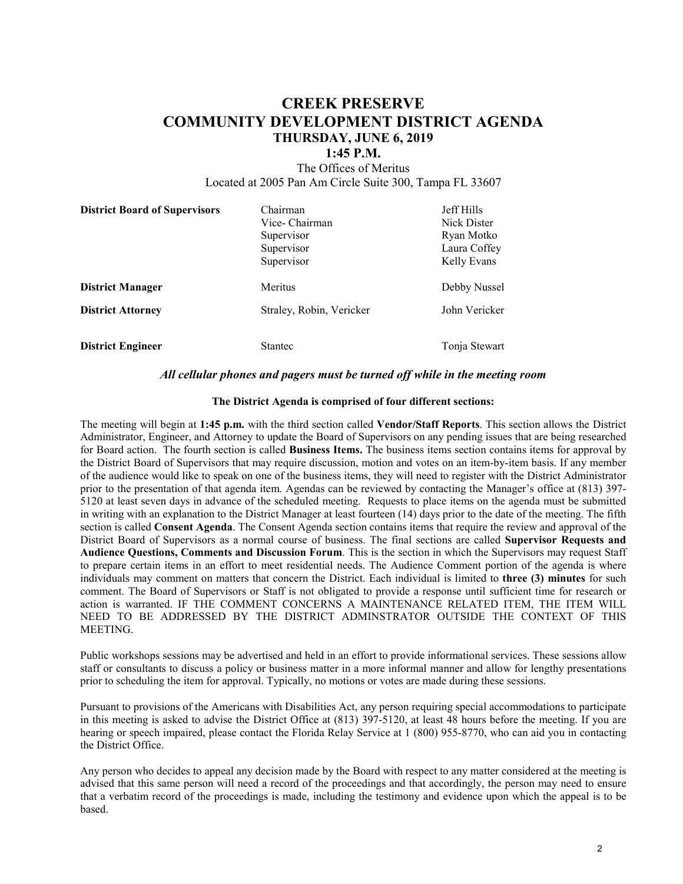# CREEK PRESERVE
# COMMUNITY DEVELOPMENT DISTRICT AGENDA
### THURSDAY, JUNE 6, 2019
### 1:45 P.M.

The Offices of Meritus
Located at 2005 Pan Am Circle Suite 300, Tampa FL 33607

| | | |
|---|---|---|
| **District Board of Supervisors** | Chairman | Jeff Hills |
| | Vice- Chairman | Nick Dister |
| | Supervisor | Ryan Motko |
| | Supervisor | Laura Coffey |
| | Supervisor | Kelly Evans |
| **District Manager** | Meritus | Debby Nussel |
| **District Attorney** | Straley, Robin, Vericker | John Vericker |
| **District Engineer** | Stantec | Tonja Stewart |

***All cellular phones and pagers must be turned off while in the meeting room***

**The District Agenda is comprised of four different sections:**

The meeting will begin at **1:45 p.m.** with the third section called **Vendor/Staff Reports**. This section allows the District Administrator, Engineer, and Attorney to update the Board of Supervisors on any pending issues that are being researched for Board action. The fourth section is called **Business Items.** The business items section contains items for approval by the District Board of Supervisors that may require discussion, motion and votes on an item-by-item basis. If any member of the audience would like to speak on one of the business items, they will need to register with the District Administrator prior to the presentation of that agenda item. Agendas can be reviewed by contacting the Manager's office at (813) 397-5120 at least seven days in advance of the scheduled meeting. Requests to place items on the agenda must be submitted in writing with an explanation to the District Manager at least fourteen (14) days prior to the date of the meeting. The fifth section is called **Consent Agenda**. The Consent Agenda section contains items that require the review and approval of the District Board of Supervisors as a normal course of business. The final sections are called **Supervisor Requests and Audience Questions, Comments and Discussion Forum**. This is the section in which the Supervisors may request Staff to prepare certain items in an effort to meet residential needs. The Audience Comment portion of the agenda is where individuals may comment on matters that concern the District. Each individual is limited to **three (3) minutes** for such comment. The Board of Supervisors or Staff is not obligated to provide a response until sufficient time for research or action is warranted. IF THE COMMENT CONCERNS A MAINTENANCE RELATED ITEM, THE ITEM WILL NEED TO BE ADDRESSED BY THE DISTRICT ADMINSTRATOR OUTSIDE THE CONTEXT OF THIS MEETING.

Public workshops sessions may be advertised and held in an effort to provide informational services. These sessions allow staff or consultants to discuss a policy or business matter in a more informal manner and allow for lengthy presentations prior to scheduling the item for approval. Typically, no motions or votes are made during these sessions.

Pursuant to provisions of the Americans with Disabilities Act, any person requiring special accommodations to participate in this meeting is asked to advise the District Office at (813) 397-5120, at least 48 hours before the meeting. If you are hearing or speech impaired, please contact the Florida Relay Service at 1 (800) 955-8770, who can aid you in contacting the District Office.

Any person who decides to appeal any decision made by the Board with respect to any matter considered at the meeting is advised that this same person will need a record of the proceedings and that accordingly, the person may need to ensure that a verbatim record of the proceedings is made, including the testimony and evidence upon which the appeal is to be based.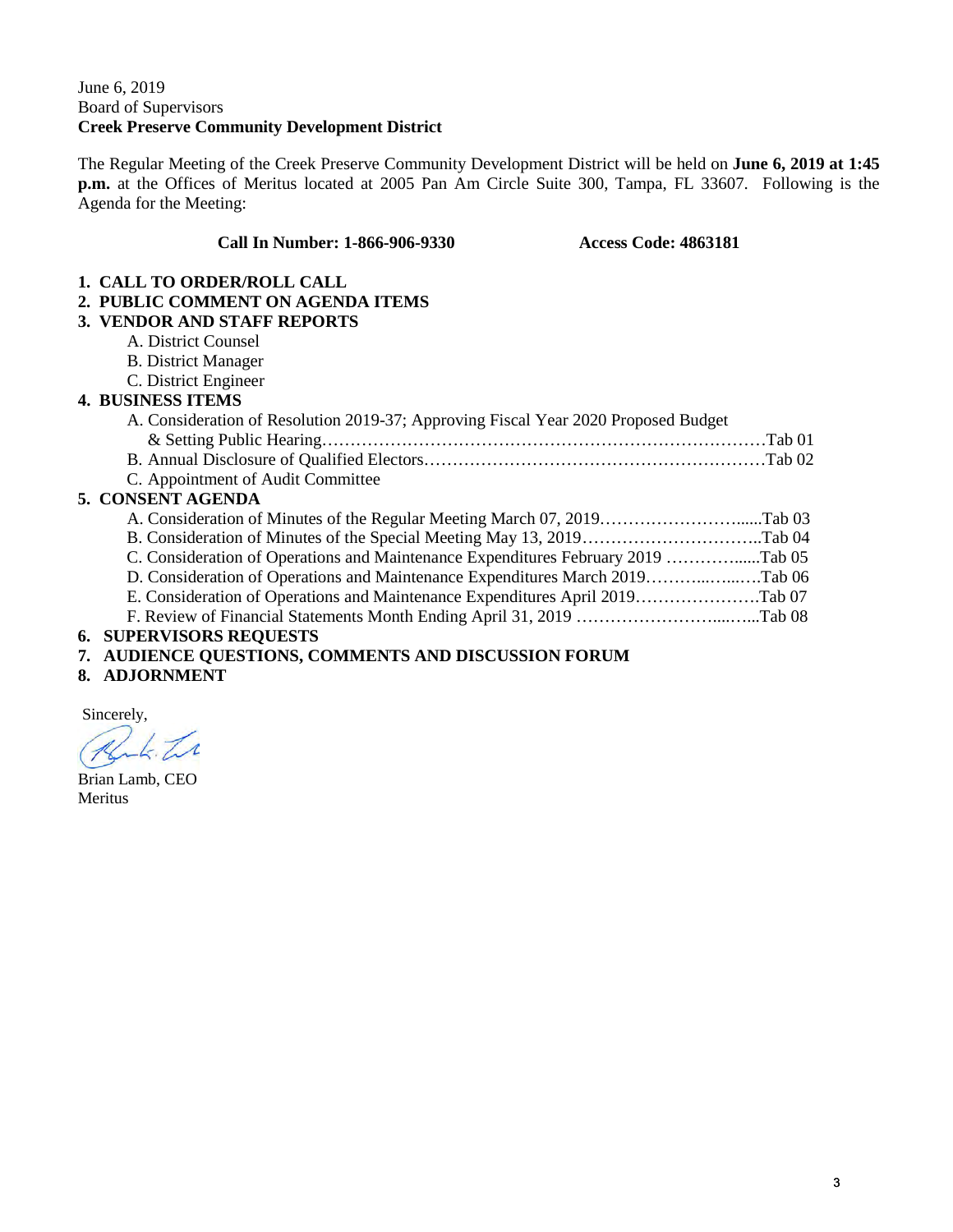June 6, 2019
Board of Supervisors
**Creek Preserve Community Development District**

The Regular Meeting of the Creek Preserve Community Development District will be held on **June 6, 2019 at 1:45 p.m.** at the Offices of Meritus located at 2005 Pan Am Circle Suite 300, Tampa, FL 33607. Following is the Agenda for the Meeting:

**Call In Number: 1-866-906-9330** **Access Code: 4863181**

1. **CALL TO ORDER/ROLL CALL**
2. **PUBLIC COMMENT ON AGENDA ITEMS**
3. **VENDOR AND STAFF REPORTS**
   - A. District Counsel
   - B. District Manager
   - C. District Engineer
4. **BUSINESS ITEMS**
   - A. Consideration of Resolution 2019-37; Approving Fiscal Year 2020 Proposed Budget & Setting Public Hearing……………………………………………………………………Tab 01
   - B. Annual Disclosure of Qualified Electors……………………………………………………Tab 02
   - C. Appointment of Audit Committee
5. **CONSENT AGENDA**
   - A. Consideration of Minutes of the Regular Meeting March 07, 2019……………………......Tab 03
   - B. Consideration of Minutes of the Special Meeting May 13, 2019…………………………..Tab 04
   - C. Consideration of Operations and Maintenance Expenditures February 2019 …………......Tab 05
   - D. Consideration of Operations and Maintenance Expenditures March 2019………...…...….Tab 06
   - E. Consideration of Operations and Maintenance Expenditures April 2019………………….Tab 07
   - F. Review of Financial Statements Month Ending April 31, 2019 ……………………...…...Tab 08
6. **SUPERVISORS REQUESTS**
7. **AUDIENCE QUESTIONS, COMMENTS AND DISCUSSION FORUM**
8. **ADJORNMENT**

Sincerely,

Brian Lamb, CEO
Meritus